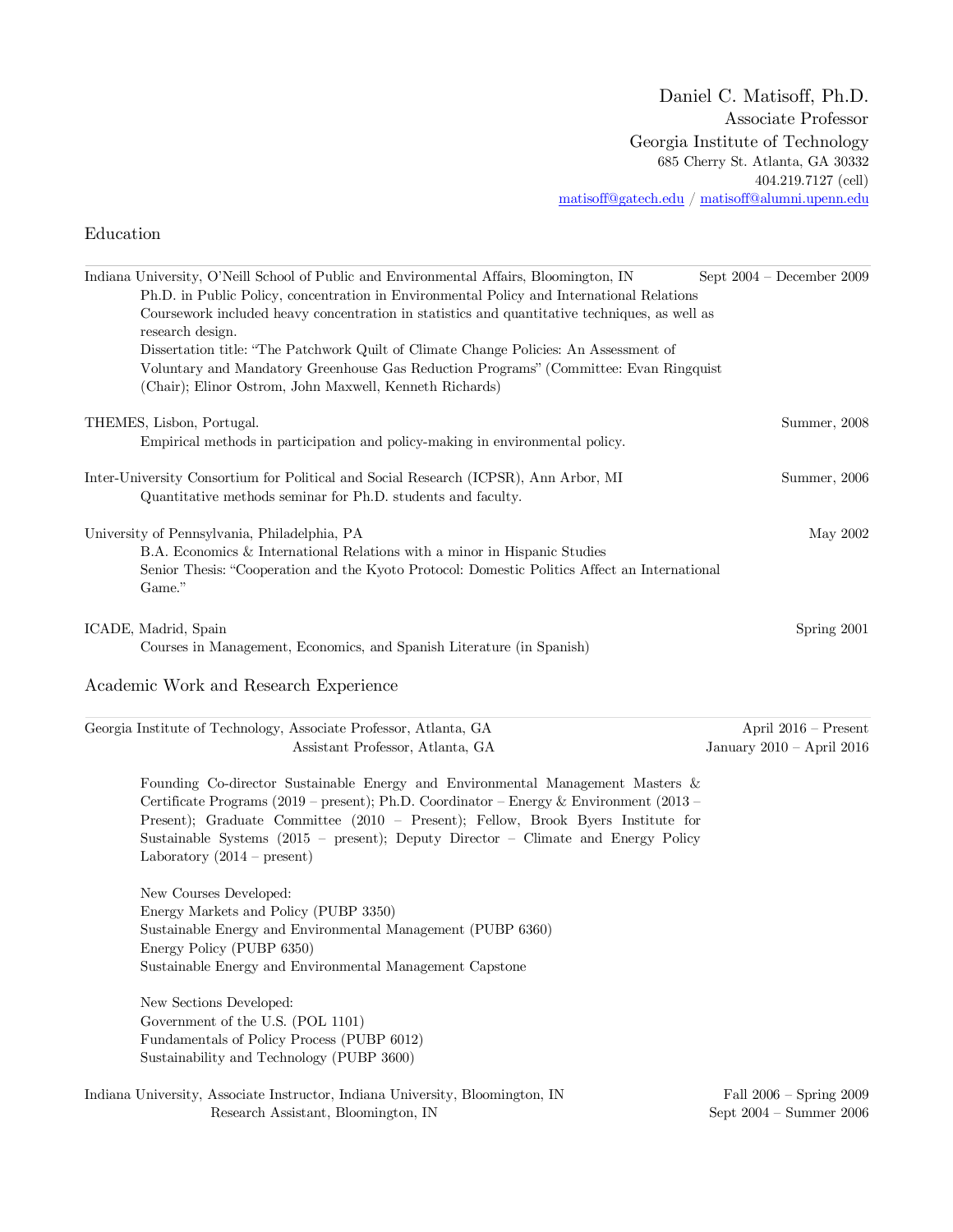Daniel C. Matisoff, Ph.D.
Associate Professor
Georgia Institute of Technology
685 Cherry St. Atlanta, GA 30332
404.219.7127 (cell)
matisoff@gatech.edu / matisoff@alumni.upenn.edu

## Education

Indiana University, O'Neill School of Public and Environmental Affairs, Bloomington, IN — Sept 2004 – December 2009

Ph.D. in Public Policy, concentration in Environmental Policy and International Relations
Coursework included heavy concentration in statistics and quantitative techniques, as well as research design.
Dissertation title: "The Patchwork Quilt of Climate Change Policies: An Assessment of Voluntary and Mandatory Greenhouse Gas Reduction Programs" (Committee: Evan Ringquist (Chair); Elinor Ostrom, John Maxwell, Kenneth Richards)

THEMES, Lisbon, Portugal. — Summer, 2008

Empirical methods in participation and policy-making in environmental policy.

Inter-University Consortium for Political and Social Research (ICPSR), Ann Arbor, MI — Summer, 2006

Quantitative methods seminar for Ph.D. students and faculty.

University of Pennsylvania, Philadelphia, PA — May 2002

B.A. Economics & International Relations with a minor in Hispanic Studies
Senior Thesis: "Cooperation and the Kyoto Protocol: Domestic Politics Affect an International Game."

ICADE, Madrid, Spain — Spring 2001

Courses in Management, Economics, and Spanish Literature (in Spanish)

## Academic Work and Research Experience

Georgia Institute of Technology, Associate Professor, Atlanta, GA — April 2016 – Present
Assistant Professor, Atlanta, GA — January 2010 – April 2016

Founding Co-director Sustainable Energy and Environmental Management Masters & Certificate Programs (2019 – present); Ph.D. Coordinator – Energy & Environment (2013 – Present); Graduate Committee (2010 – Present); Fellow, Brook Byers Institute for Sustainable Systems (2015 – present); Deputy Director – Climate and Energy Policy Laboratory (2014 – present)

New Courses Developed:
Energy Markets and Policy (PUBP 3350)
Sustainable Energy and Environmental Management (PUBP 6360)
Energy Policy (PUBP 6350)
Sustainable Energy and Environmental Management Capstone

New Sections Developed:
Government of the U.S. (POL 1101)
Fundamentals of Policy Process (PUBP 6012)
Sustainability and Technology (PUBP 3600)

Indiana University, Associate Instructor, Indiana University, Bloomington, IN — Fall 2006 – Spring 2009
Research Assistant, Bloomington, IN — Sept 2004 – Summer 2006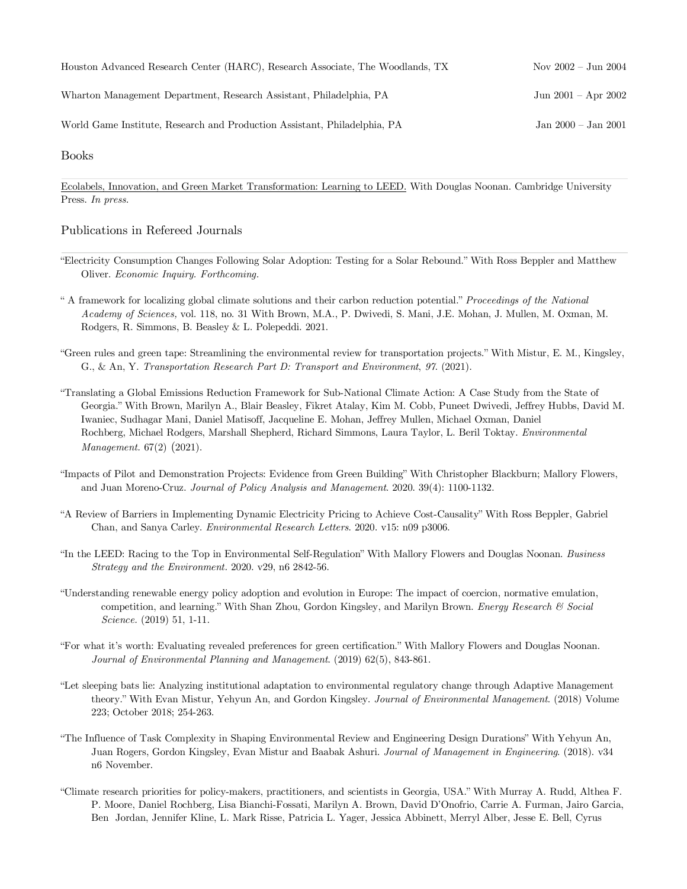Houston Advanced Research Center (HARC), Research Associate, The Woodlands, TX — Nov 2002 – Jun 2004

Wharton Management Department, Research Assistant, Philadelphia, PA — Jun 2001 – Apr 2002

World Game Institute, Research and Production Assistant, Philadelphia, PA — Jan 2000 – Jan 2001

## Books

Ecolabels, Innovation, and Green Market Transformation: Learning to LEED. With Douglas Noonan. Cambridge University Press. *In press.*

## Publications in Refereed Journals

"Electricity Consumption Changes Following Solar Adoption: Testing for a Solar Rebound." With Ross Beppler and Matthew Oliver. *Economic Inquiry. Forthcoming.*

" A framework for localizing global climate solutions and their carbon reduction potential." *Proceedings of the National Academy of Sciences,* vol. 118, no. 31 With Brown, M.A., P. Dwivedi, S. Mani, J.E. Mohan, J. Mullen, M. Oxman, M. Rodgers, R. Simmons, B. Beasley & L. Polepeddi. 2021.

"Green rules and green tape: Streamlining the environmental review for transportation projects." With Mistur, E. M., Kingsley, G., & An, Y. *Transportation Research Part D: Transport and Environment*, *97*. (2021).

"Translating a Global Emissions Reduction Framework for Sub-National Climate Action: A Case Study from the State of Georgia." With Brown, Marilyn A., Blair Beasley, Fikret Atalay, Kim M. Cobb, Puneet Dwivedi, Jeffrey Hubbs, David M. Iwaniec, Sudhagar Mani, Daniel Matisoff, Jacqueline E. Mohan, Jeffrey Mullen, Michael Oxman, Daniel Rochberg, Michael Rodgers, Marshall Shepherd, Richard Simmons, Laura Taylor, L. Beril Toktay. *Environmental Management.* 67(2) (2021).

"Impacts of Pilot and Demonstration Projects: Evidence from Green Building" With Christopher Blackburn; Mallory Flowers, and Juan Moreno-Cruz. *Journal of Policy Analysis and Management*. 2020. 39(4): 1100-1132.

"A Review of Barriers in Implementing Dynamic Electricity Pricing to Achieve Cost-Causality" With Ross Beppler, Gabriel Chan, and Sanya Carley. *Environmental Research Letters*. 2020. v15: n09 p3006.

"In the LEED: Racing to the Top in Environmental Self-Regulation" With Mallory Flowers and Douglas Noonan. *Business Strategy and the Environment.* 2020. v29, n6 2842-56.

"Understanding renewable energy policy adoption and evolution in Europe: The impact of coercion, normative emulation, competition, and learning." With Shan Zhou, Gordon Kingsley, and Marilyn Brown. *Energy Research & Social Science*. (2019) 51, 1-11.

"For what it's worth: Evaluating revealed preferences for green certification." With Mallory Flowers and Douglas Noonan. *Journal of Environmental Planning and Management*. (2019) 62(5), 843-861.

"Let sleeping bats lie: Analyzing institutional adaptation to environmental regulatory change through Adaptive Management theory." With Evan Mistur, Yehyun An, and Gordon Kingsley. *Journal of Environmental Management*. (2018) Volume 223; October 2018; 254-263.

"The Influence of Task Complexity in Shaping Environmental Review and Engineering Design Durations" With Yehyun An, Juan Rogers, Gordon Kingsley, Evan Mistur and Baabak Ashuri. *Journal of Management in Engineering*. (2018). v34 n6 November.

"Climate research priorities for policy-makers, practitioners, and scientists in Georgia, USA." With Murray A. Rudd, Althea F. P. Moore, Daniel Rochberg, Lisa Bianchi-Fossati, Marilyn A. Brown, David D'Onofrio, Carrie A. Furman, Jairo Garcia, Ben Jordan, Jennifer Kline, L. Mark Risse, Patricia L. Yager, Jessica Abbinett, Merryl Alber, Jesse E. Bell, Cyrus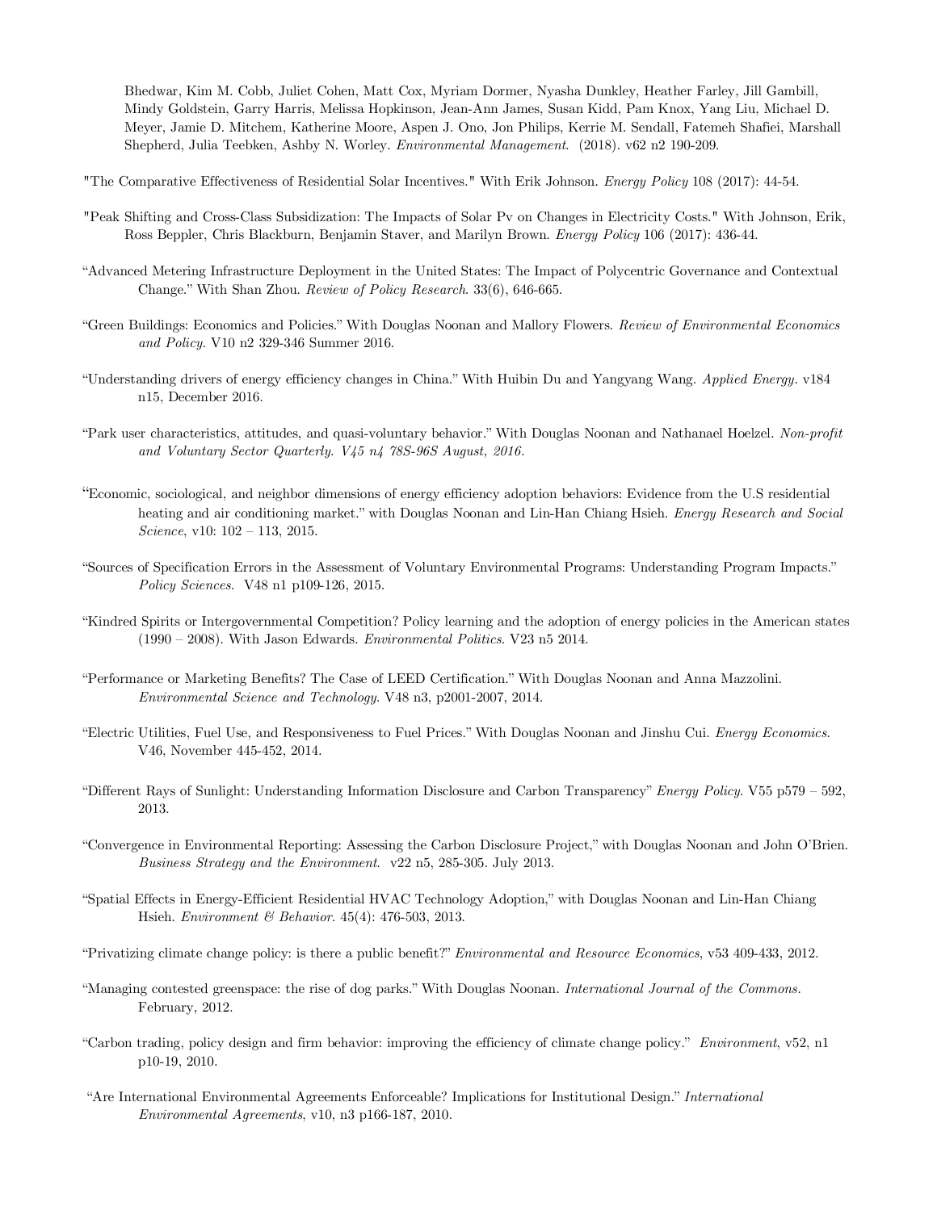Bhedwar, Kim M. Cobb, Juliet Cohen, Matt Cox, Myriam Dormer, Nyasha Dunkley, Heather Farley, Jill Gambill, Mindy Goldstein, Garry Harris, Melissa Hopkinson, Jean-Ann James, Susan Kidd, Pam Knox, Yang Liu, Michael D. Meyer, Jamie D. Mitchem, Katherine Moore, Aspen J. Ono, Jon Philips, Kerrie M. Sendall, Fatemeh Shafiei, Marshall Shepherd, Julia Teebken, Ashby N. Worley. *Environmental Management*. (2018). v62 n2 190-209.

"The Comparative Effectiveness of Residential Solar Incentives." With Erik Johnson. *Energy Policy* 108 (2017): 44-54.

"Peak Shifting and Cross-Class Subsidization: The Impacts of Solar Pv on Changes in Electricity Costs." With Johnson, Erik, Ross Beppler, Chris Blackburn, Benjamin Staver, and Marilyn Brown. *Energy Policy* 106 (2017): 436-44.

"Advanced Metering Infrastructure Deployment in the United States: The Impact of Polycentric Governance and Contextual Change." With Shan Zhou. *Review of Policy Research*. 33(6), 646-665.

"Green Buildings: Economics and Policies." With Douglas Noonan and Mallory Flowers. *Review of Environmental Economics and Policy*. V10 n2 329-346 Summer 2016.

"Understanding drivers of energy efficiency changes in China." With Huibin Du and Yangyang Wang. *Applied Energy*. v184 n15, December 2016.

"Park user characteristics, attitudes, and quasi-voluntary behavior." With Douglas Noonan and Nathanael Hoelzel. *Non-profit and Voluntary Sector Quarterly. V45 n4 78S-96S August, 2016.*

"Economic, sociological, and neighbor dimensions of energy efficiency adoption behaviors: Evidence from the U.S residential heating and air conditioning market." with Douglas Noonan and Lin-Han Chiang Hsieh. *Energy Research and Social Science*, v10: 102 – 113, 2015.

"Sources of Specification Errors in the Assessment of Voluntary Environmental Programs: Understanding Program Impacts." *Policy Sciences*. V48 n1 p109-126, 2015.

"Kindred Spirits or Intergovernmental Competition? Policy learning and the adoption of energy policies in the American states (1990 – 2008). With Jason Edwards. *Environmental Politics*. V23 n5 2014.

"Performance or Marketing Benefits? The Case of LEED Certification." With Douglas Noonan and Anna Mazzolini. *Environmental Science and Technology*. V48 n3, p2001-2007, 2014.

"Electric Utilities, Fuel Use, and Responsiveness to Fuel Prices." With Douglas Noonan and Jinshu Cui. *Energy Economics*. V46, November 445-452, 2014.

"Different Rays of Sunlight: Understanding Information Disclosure and Carbon Transparency" *Energy Policy*. V55 p579 – 592, 2013.

"Convergence in Environmental Reporting: Assessing the Carbon Disclosure Project," with Douglas Noonan and John O'Brien. *Business Strategy and the Environment*. v22 n5, 285-305. July 2013.

"Spatial Effects in Energy-Efficient Residential HVAC Technology Adoption," with Douglas Noonan and Lin-Han Chiang Hsieh. *Environment & Behavior*. 45(4): 476-503, 2013.

"Privatizing climate change policy: is there a public benefit?" *Environmental and Resource Economics*, v53 409-433, 2012.

"Managing contested greenspace: the rise of dog parks." With Douglas Noonan. *International Journal of the Commons.* February, 2012.

"Carbon trading, policy design and firm behavior: improving the efficiency of climate change policy." *Environment*, v52, n1 p10-19, 2010.

"Are International Environmental Agreements Enforceable? Implications for Institutional Design." *International Environmental Agreements*, v10, n3 p166-187, 2010.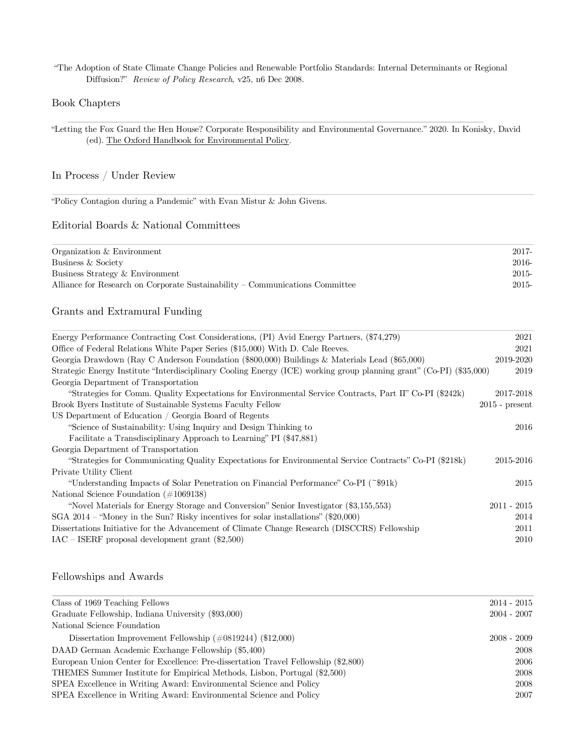"The Adoption of State Climate Change Policies and Renewable Portfolio Standards: Internal Determinants or Regional Diffusion?" *Review of Policy Research*, v25, n6 Dec 2008.

## Book Chapters

"Letting the Fox Guard the Hen House? Corporate Responsibility and Environmental Governance." 2020. In Konisky, David (ed). The Oxford Handbook for Environmental Policy.

## In Process / Under Review

"Policy Contagion during a Pandemic" with Evan Mistur & John Givens.

## Editorial Boards & National Committees

| | |
|---|---|
| Organization & Environment | 2017- |
| Business & Society | 2016- |
| Business Strategy & Environment | 2015- |
| Alliance for Research on Corporate Sustainability – Communications Committee | 2015- |

## Grants and Extramural Funding

| | |
|---|---|
| Energy Performance Contracting Cost Considerations, (PI) Avid Energy Partners, ($74,279) | 2021 |
| Office of Federal Relations White Paper Series ($15,000) With D. Cale Reeves. | 2021 |
| Georgia Drawdown (Ray C Anderson Foundation ($800,000) Buildings & Materials Lead ($65,000) | 2019-2020 |
| Strategic Energy Institute "Interdisciplinary Cooling Energy (ICE) working group planning grant" (Co-PI) ($35,000) | 2019 |
| Georgia Department of Transportation | |
| "Strategies for Comm. Quality Expectations for Environmental Service Contracts, Part II" Co-PI ($242k) | 2017-2018 |
| Brook Byers Institute of Sustainable Systems Faculty Fellow | 2015 - present |
| US Department of Education / Georgia Board of Regents | |
| "Science of Sustainability: Using Inquiry and Design Thinking to Facilitate a Transdisciplinary Approach to Learning" PI ($47,881) | 2016 |
| Georgia Department of Transportation | |
| "Strategies for Communicating Quality Expectations for Environmental Service Contracts" Co-PI ($218k) | 2015-2016 |
| Private Utility Client | |
| "Understanding Impacts of Solar Penetration on Financial Performance" Co-PI (~$91k) | 2015 |
| National Science Foundation (#1069138) | |
| "Novel Materials for Energy Storage and Conversion" Senior Investigator ($3,155,553) | 2011 - 2015 |
| SGA 2014 – "Money in the Sun? Risky incentives for solar installations" ($20,000) | 2014 |
| Dissertations Initiative for the Advancement of Climate Change Research (DISCCRS) Fellowship | 2011 |
| IAC – ISERF proposal development grant ($2,500) | 2010 |

## Fellowships and Awards

| | |
|---|---|
| Class of 1969 Teaching Fellows | 2014 - 2015 |
| Graduate Fellowship, Indiana University ($93,000) | 2004 - 2007 |
| National Science Foundation | |
| Dissertation Improvement Fellowship (#0819244) ($12,000) | 2008 - 2009 |
| DAAD German Academic Exchange Fellowship ($5,400) | 2008 |
| European Union Center for Excellence: Pre-dissertation Travel Fellowship ($2,800) | 2006 |
| THEMES Summer Institute for Empirical Methods, Lisbon, Portugal ($2,500) | 2008 |
| SPEA Excellence in Writing Award: Environmental Science and Policy | 2008 |
| SPEA Excellence in Writing Award: Environmental Science and Policy | 2007 |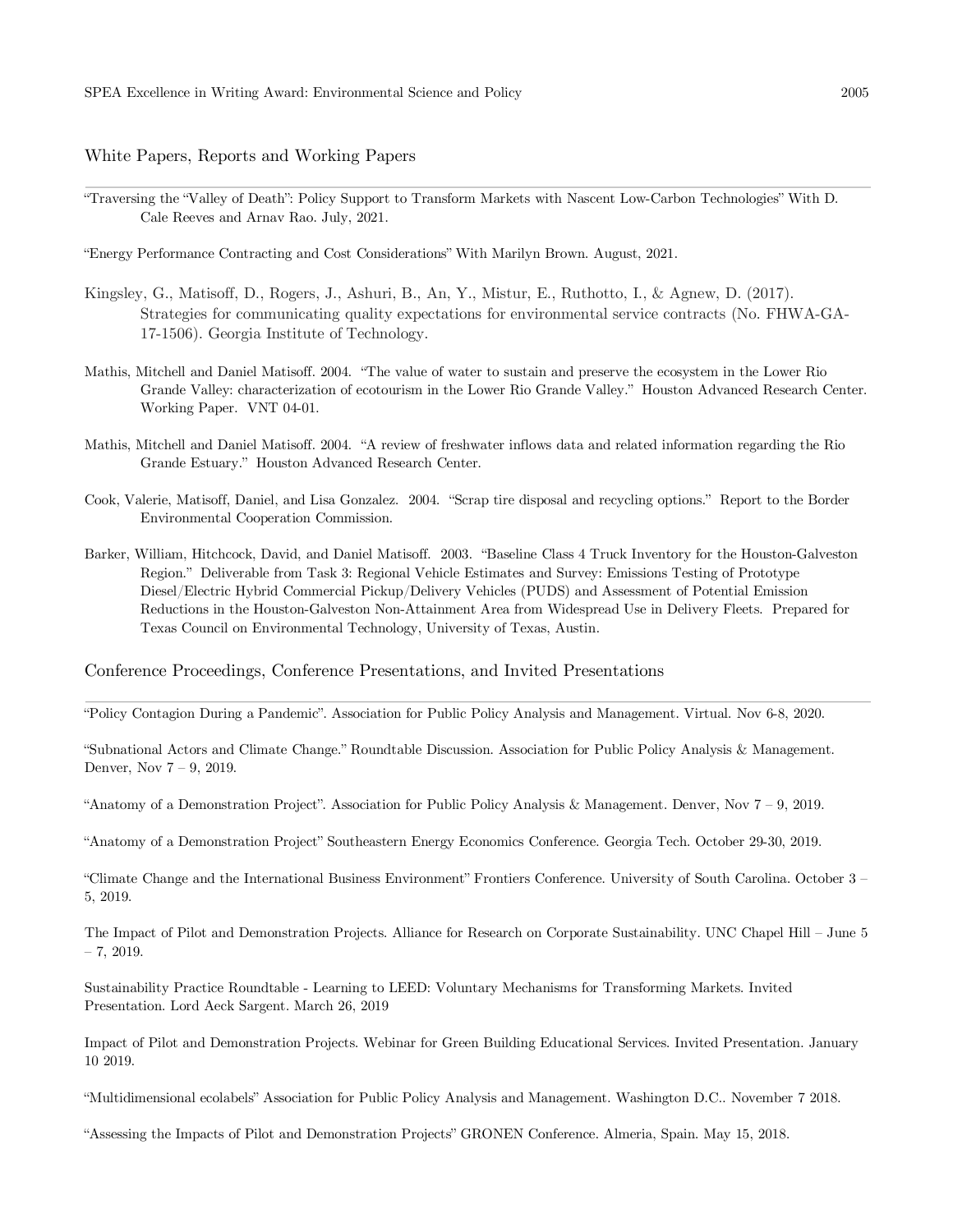SPEA Excellence in Writing Award: Environmental Science and Policy 2005

## White Papers, Reports and Working Papers

"Traversing the "Valley of Death": Policy Support to Transform Markets with Nascent Low-Carbon Technologies" With D. Cale Reeves and Arnav Rao. July, 2021.

"Energy Performance Contracting and Cost Considerations" With Marilyn Brown. August, 2021.

Kingsley, G., Matisoff, D., Rogers, J., Ashuri, B., An, Y., Mistur, E., Ruthotto, I., & Agnew, D. (2017). Strategies for communicating quality expectations for environmental service contracts (No. FHWA-GA-17-1506). Georgia Institute of Technology.

Mathis, Mitchell and Daniel Matisoff. 2004. "The value of water to sustain and preserve the ecosystem in the Lower Rio Grande Valley: characterization of ecotourism in the Lower Rio Grande Valley." Houston Advanced Research Center. Working Paper. VNT 04-01.

Mathis, Mitchell and Daniel Matisoff. 2004. "A review of freshwater inflows data and related information regarding the Rio Grande Estuary." Houston Advanced Research Center.

Cook, Valerie, Matisoff, Daniel, and Lisa Gonzalez. 2004. "Scrap tire disposal and recycling options." Report to the Border Environmental Cooperation Commission.

Barker, William, Hitchcock, David, and Daniel Matisoff. 2003. "Baseline Class 4 Truck Inventory for the Houston-Galveston Region." Deliverable from Task 3: Regional Vehicle Estimates and Survey: Emissions Testing of Prototype Diesel/Electric Hybrid Commercial Pickup/Delivery Vehicles (PUDS) and Assessment of Potential Emission Reductions in the Houston-Galveston Non-Attainment Area from Widespread Use in Delivery Fleets. Prepared for Texas Council on Environmental Technology, University of Texas, Austin.

## Conference Proceedings, Conference Presentations, and Invited Presentations

"Policy Contagion During a Pandemic". Association for Public Policy Analysis and Management. Virtual. Nov 6-8, 2020.

"Subnational Actors and Climate Change." Roundtable Discussion. Association for Public Policy Analysis & Management. Denver, Nov 7 – 9, 2019.

"Anatomy of a Demonstration Project". Association for Public Policy Analysis & Management. Denver, Nov 7 – 9, 2019.

"Anatomy of a Demonstration Project" Southeastern Energy Economics Conference. Georgia Tech. October 29-30, 2019.

"Climate Change and the International Business Environment" Frontiers Conference. University of South Carolina. October 3 – 5, 2019.

The Impact of Pilot and Demonstration Projects. Alliance for Research on Corporate Sustainability. UNC Chapel Hill – June 5 – 7, 2019.

Sustainability Practice Roundtable - Learning to LEED: Voluntary Mechanisms for Transforming Markets. Invited Presentation. Lord Aeck Sargent. March 26, 2019

Impact of Pilot and Demonstration Projects. Webinar for Green Building Educational Services. Invited Presentation. January 10 2019.

"Multidimensional ecolabels" Association for Public Policy Analysis and Management. Washington D.C.. November 7 2018.

"Assessing the Impacts of Pilot and Demonstration Projects" GRONEN Conference. Almeria, Spain. May 15, 2018.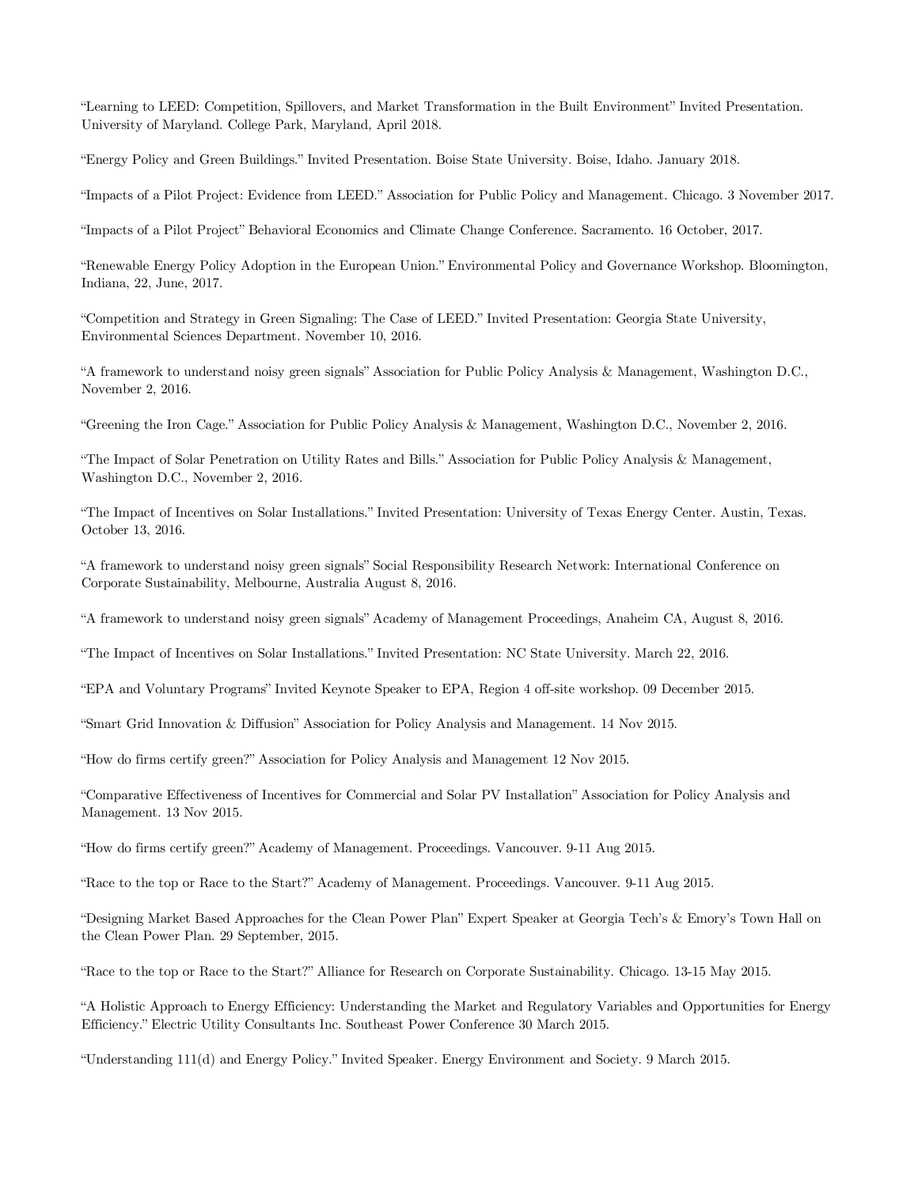"Learning to LEED: Competition, Spillovers, and Market Transformation in the Built Environment" Invited Presentation. University of Maryland. College Park, Maryland, April 2018.

"Energy Policy and Green Buildings." Invited Presentation. Boise State University. Boise, Idaho. January 2018.

"Impacts of a Pilot Project: Evidence from LEED." Association for Public Policy and Management. Chicago. 3 November 2017.

"Impacts of a Pilot Project" Behavioral Economics and Climate Change Conference. Sacramento. 16 October, 2017.

"Renewable Energy Policy Adoption in the European Union." Environmental Policy and Governance Workshop. Bloomington, Indiana, 22, June, 2017.

"Competition and Strategy in Green Signaling: The Case of LEED." Invited Presentation: Georgia State University, Environmental Sciences Department. November 10, 2016.

"A framework to understand noisy green signals" Association for Public Policy Analysis & Management, Washington D.C., November 2, 2016.

"Greening the Iron Cage." Association for Public Policy Analysis & Management, Washington D.C., November 2, 2016.

"The Impact of Solar Penetration on Utility Rates and Bills." Association for Public Policy Analysis & Management, Washington D.C., November 2, 2016.

"The Impact of Incentives on Solar Installations." Invited Presentation: University of Texas Energy Center. Austin, Texas. October 13, 2016.

"A framework to understand noisy green signals" Social Responsibility Research Network: International Conference on Corporate Sustainability, Melbourne, Australia August 8, 2016.

"A framework to understand noisy green signals" Academy of Management Proceedings, Anaheim CA, August 8, 2016.

"The Impact of Incentives on Solar Installations." Invited Presentation: NC State University. March 22, 2016.

"EPA and Voluntary Programs" Invited Keynote Speaker to EPA, Region 4 off-site workshop. 09 December 2015.

"Smart Grid Innovation & Diffusion" Association for Policy Analysis and Management. 14 Nov 2015.

"How do firms certify green?" Association for Policy Analysis and Management 12 Nov 2015.

"Comparative Effectiveness of Incentives for Commercial and Solar PV Installation" Association for Policy Analysis and Management. 13 Nov 2015.

"How do firms certify green?" Academy of Management. Proceedings. Vancouver. 9-11 Aug 2015.

"Race to the top or Race to the Start?" Academy of Management. Proceedings. Vancouver. 9-11 Aug 2015.

"Designing Market Based Approaches for the Clean Power Plan" Expert Speaker at Georgia Tech's & Emory's Town Hall on the Clean Power Plan. 29 September, 2015.

"Race to the top or Race to the Start?" Alliance for Research on Corporate Sustainability. Chicago. 13-15 May 2015.

"A Holistic Approach to Energy Efficiency: Understanding the Market and Regulatory Variables and Opportunities for Energy Efficiency." Electric Utility Consultants Inc. Southeast Power Conference 30 March 2015.

"Understanding 111(d) and Energy Policy." Invited Speaker. Energy Environment and Society. 9 March 2015.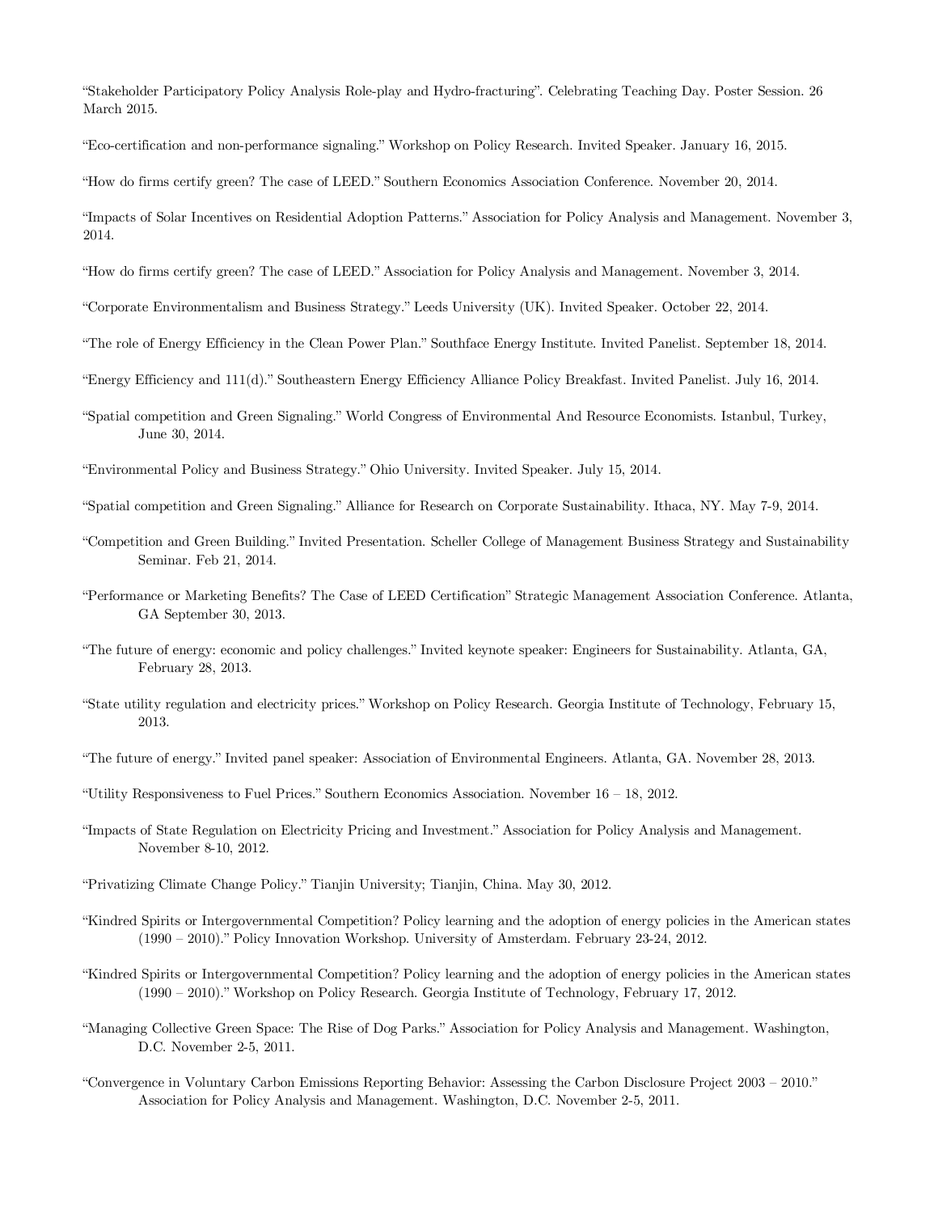"Stakeholder Participatory Policy Analysis Role-play and Hydro-fracturing". Celebrating Teaching Day. Poster Session. 26 March 2015.

"Eco-certification and non-performance signaling." Workshop on Policy Research. Invited Speaker. January 16, 2015.

"How do firms certify green? The case of LEED." Southern Economics Association Conference. November 20, 2014.

"Impacts of Solar Incentives on Residential Adoption Patterns." Association for Policy Analysis and Management. November 3, 2014.

"How do firms certify green? The case of LEED." Association for Policy Analysis and Management. November 3, 2014.

"Corporate Environmentalism and Business Strategy." Leeds University (UK). Invited Speaker. October 22, 2014.

"The role of Energy Efficiency in the Clean Power Plan." Southface Energy Institute. Invited Panelist. September 18, 2014.

"Energy Efficiency and 111(d)." Southeastern Energy Efficiency Alliance Policy Breakfast. Invited Panelist. July 16, 2014.

"Spatial competition and Green Signaling." World Congress of Environmental And Resource Economists. Istanbul, Turkey, June 30, 2014.

"Environmental Policy and Business Strategy." Ohio University. Invited Speaker. July 15, 2014.

"Spatial competition and Green Signaling." Alliance for Research on Corporate Sustainability. Ithaca, NY. May 7-9, 2014.

"Competition and Green Building." Invited Presentation. Scheller College of Management Business Strategy and Sustainability Seminar. Feb 21, 2014.

"Performance or Marketing Benefits? The Case of LEED Certification" Strategic Management Association Conference. Atlanta, GA September 30, 2013.

"The future of energy: economic and policy challenges." Invited keynote speaker: Engineers for Sustainability. Atlanta, GA, February 28, 2013.

"State utility regulation and electricity prices." Workshop on Policy Research. Georgia Institute of Technology, February 15, 2013.

"The future of energy." Invited panel speaker: Association of Environmental Engineers. Atlanta, GA. November 28, 2013.

"Utility Responsiveness to Fuel Prices." Southern Economics Association. November 16 – 18, 2012.

"Impacts of State Regulation on Electricity Pricing and Investment." Association for Policy Analysis and Management. November 8-10, 2012.

"Privatizing Climate Change Policy." Tianjin University; Tianjin, China. May 30, 2012.

"Kindred Spirits or Intergovernmental Competition? Policy learning and the adoption of energy policies in the American states (1990 – 2010)." Policy Innovation Workshop. University of Amsterdam. February 23-24, 2012.

"Kindred Spirits or Intergovernmental Competition? Policy learning and the adoption of energy policies in the American states (1990 – 2010)." Workshop on Policy Research. Georgia Institute of Technology, February 17, 2012.

"Managing Collective Green Space: The Rise of Dog Parks." Association for Policy Analysis and Management. Washington, D.C. November 2-5, 2011.

"Convergence in Voluntary Carbon Emissions Reporting Behavior: Assessing the Carbon Disclosure Project 2003 – 2010." Association for Policy Analysis and Management. Washington, D.C. November 2-5, 2011.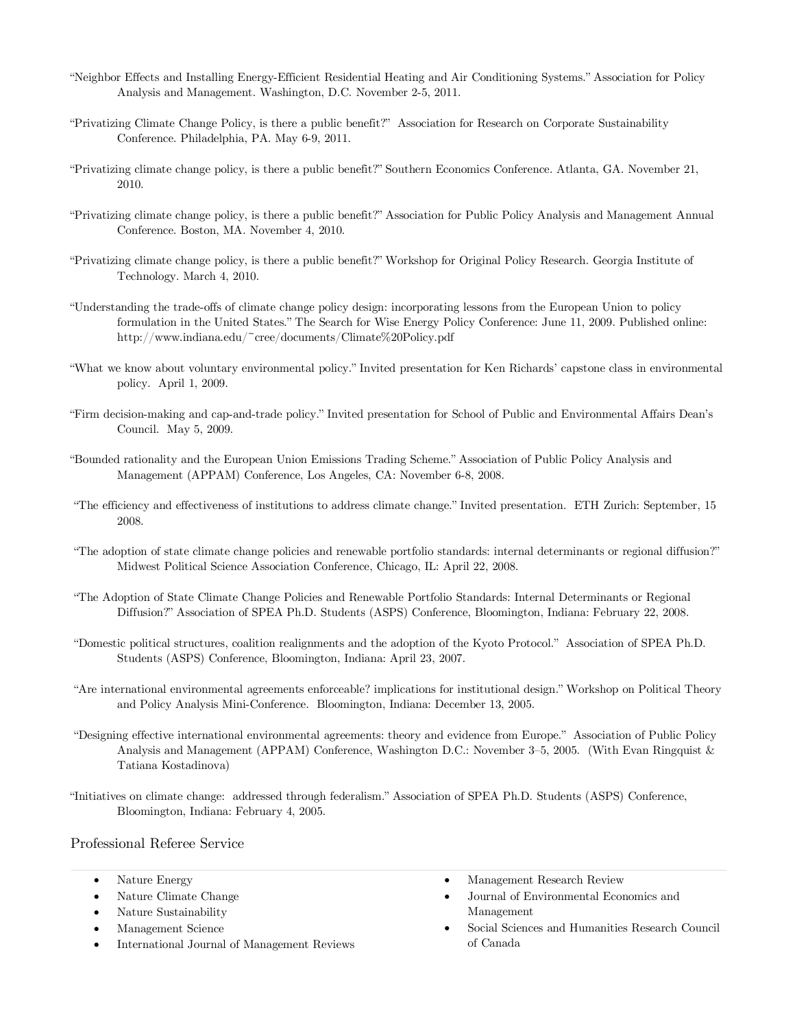"Neighbor Effects and Installing Energy-Efficient Residential Heating and Air Conditioning Systems." Association for Policy Analysis and Management. Washington, D.C. November 2-5, 2011.

"Privatizing Climate Change Policy, is there a public benefit?" Association for Research on Corporate Sustainability Conference. Philadelphia, PA. May 6-9, 2011.

"Privatizing climate change policy, is there a public benefit?" Southern Economics Conference. Atlanta, GA. November 21, 2010.

"Privatizing climate change policy, is there a public benefit?" Association for Public Policy Analysis and Management Annual Conference. Boston, MA. November 4, 2010.

"Privatizing climate change policy, is there a public benefit?" Workshop for Original Policy Research. Georgia Institute of Technology. March 4, 2010.

"Understanding the trade-offs of climate change policy design: incorporating lessons from the European Union to policy formulation in the United States." The Search for Wise Energy Policy Conference: June 11, 2009. Published online: http://www.indiana.edu/~cree/documents/Climate%20Policy.pdf

"What we know about voluntary environmental policy." Invited presentation for Ken Richards' capstone class in environmental policy. April 1, 2009.

"Firm decision-making and cap-and-trade policy." Invited presentation for School of Public and Environmental Affairs Dean's Council. May 5, 2009.

"Bounded rationality and the European Union Emissions Trading Scheme." Association of Public Policy Analysis and Management (APPAM) Conference, Los Angeles, CA: November 6-8, 2008.

"The efficiency and effectiveness of institutions to address climate change." Invited presentation. ETH Zurich: September, 15 2008.

"The adoption of state climate change policies and renewable portfolio standards: internal determinants or regional diffusion?" Midwest Political Science Association Conference, Chicago, IL: April 22, 2008.

"The Adoption of State Climate Change Policies and Renewable Portfolio Standards: Internal Determinants or Regional Diffusion?" Association of SPEA Ph.D. Students (ASPS) Conference, Bloomington, Indiana: February 22, 2008.

"Domestic political structures, coalition realignments and the adoption of the Kyoto Protocol." Association of SPEA Ph.D. Students (ASPS) Conference, Bloomington, Indiana: April 23, 2007.

"Are international environmental agreements enforceable? implications for institutional design." Workshop on Political Theory and Policy Analysis Mini-Conference. Bloomington, Indiana: December 13, 2005.

"Designing effective international environmental agreements: theory and evidence from Europe." Association of Public Policy Analysis and Management (APPAM) Conference, Washington D.C.: November 3–5, 2005. (With Evan Ringquist & Tatiana Kostadinova)

"Initiatives on climate change: addressed through federalism." Association of SPEA Ph.D. Students (ASPS) Conference, Bloomington, Indiana: February 4, 2005.

## Professional Referee Service

- Nature Energy
- Nature Climate Change
- Nature Sustainability
- Management Science
- International Journal of Management Reviews
- Management Research Review
- Journal of Environmental Economics and Management
- Social Sciences and Humanities Research Council of Canada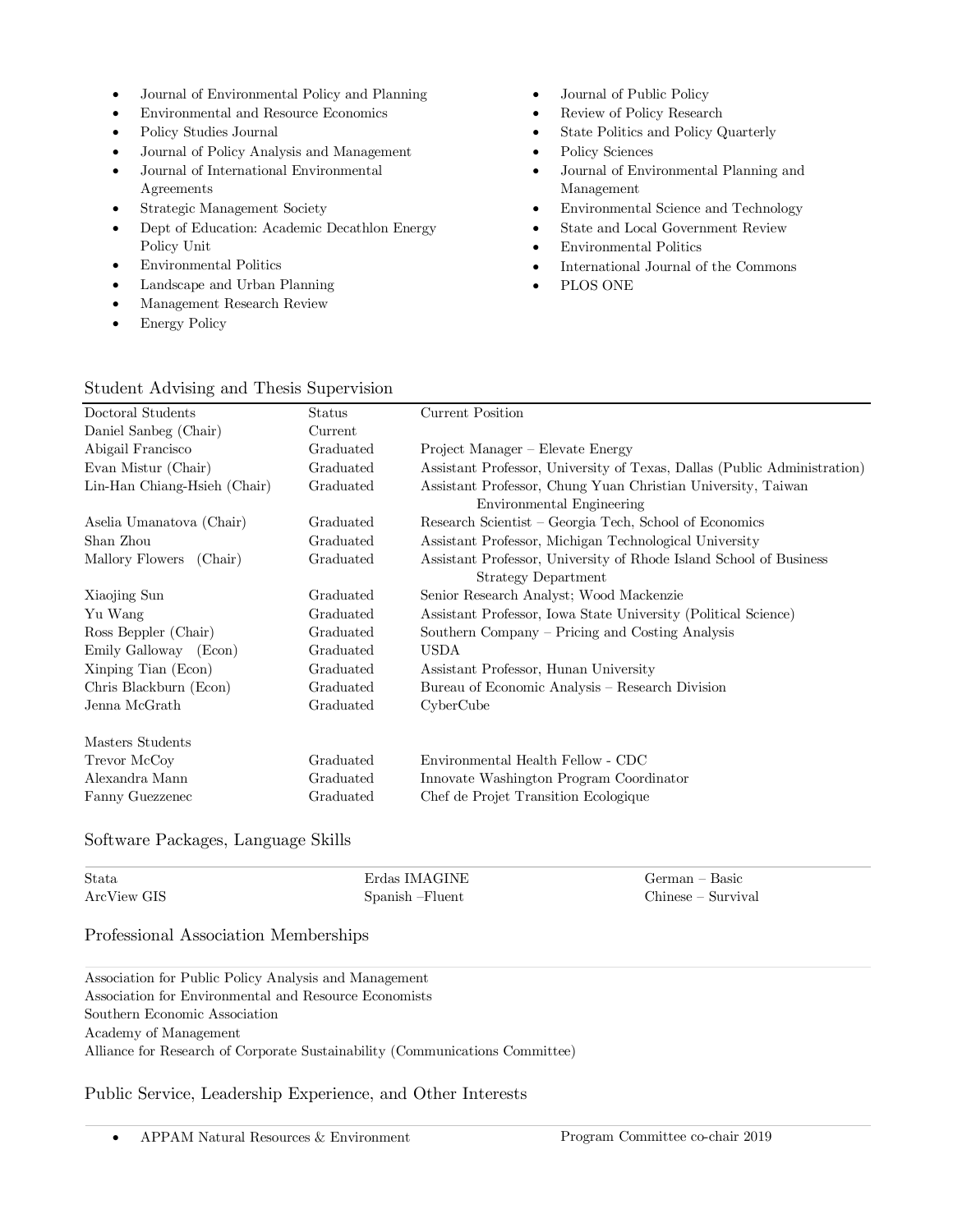- Journal of Environmental Policy and Planning
- Environmental and Resource Economics
- Policy Studies Journal
- Journal of Policy Analysis and Management
- Journal of International Environmental Agreements
- Strategic Management Society
- Dept of Education: Academic Decathlon Energy Policy Unit
- Environmental Politics
- Landscape and Urban Planning
- Management Research Review
- Energy Policy
- Journal of Public Policy
- Review of Policy Research
- State Politics and Policy Quarterly
- Policy Sciences
- Journal of Environmental Planning and Management
- Environmental Science and Technology
- State and Local Government Review
- Environmental Politics
- International Journal of the Commons
- PLOS ONE

## Student Advising and Thesis Supervision

| Doctoral Students | Status | Current Position |
|---|---|---|
| Daniel Sanbeg (Chair) | Current | |
| Abigail Francisco | Graduated | Project Manager – Elevate Energy |
| Evan Mistur (Chair) | Graduated | Assistant Professor, University of Texas, Dallas (Public Administration) |
| Lin-Han Chiang-Hsieh (Chair) | Graduated | Assistant Professor, Chung Yuan Christian University, Taiwan Environmental Engineering |
| Aselia Umanatova (Chair) | Graduated | Research Scientist – Georgia Tech, School of Economics |
| Shan Zhou | Graduated | Assistant Professor, Michigan Technological University |
| Mallory Flowers (Chair) | Graduated | Assistant Professor, University of Rhode Island School of Business Strategy Department |
| Xiaojing Sun | Graduated | Senior Research Analyst; Wood Mackenzie |
| Yu Wang | Graduated | Assistant Professor, Iowa State University (Political Science) |
| Ross Beppler (Chair) | Graduated | Southern Company – Pricing and Costing Analysis |
| Emily Galloway (Econ) | Graduated | USDA |
| Xinping Tian (Econ) | Graduated | Assistant Professor, Hunan University |
| Chris Blackburn (Econ) | Graduated | Bureau of Economic Analysis – Research Division |
| Jenna McGrath | Graduated | CyberCube |
| | | |
| Masters Students | | |
| Trevor McCoy | Graduated | Environmental Health Fellow - CDC |
| Alexandra Mann | Graduated | Innovate Washington Program Coordinator |
| Fanny Guezzenec | Graduated | Chef de Projet Transition Ecologique |

## Software Packages, Language Skills

| | | |
|---|---|---|
| Stata | Erdas IMAGINE | German – Basic |
| ArcView GIS | Spanish –Fluent | Chinese – Survival |

## Professional Association Memberships

Association for Public Policy Analysis and Management
Association for Environmental and Resource Economists
Southern Economic Association
Academy of Management
Alliance for Research of Corporate Sustainability (Communications Committee)

## Public Service, Leadership Experience, and Other Interests

- APPAM Natural Resources & Environment — Program Committee co-chair 2019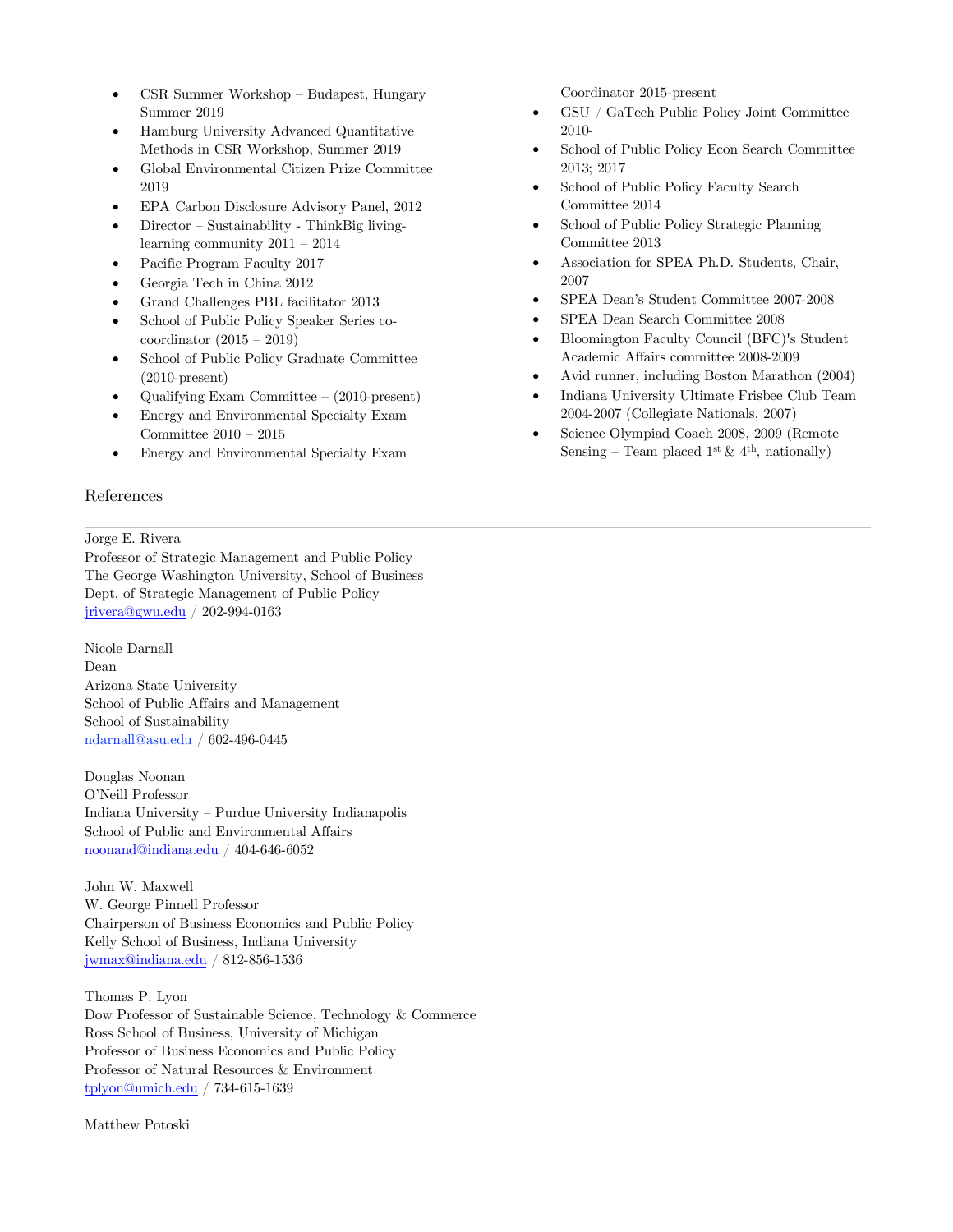- CSR Summer Workshop – Budapest, Hungary Summer 2019
- Hamburg University Advanced Quantitative Methods in CSR Workshop, Summer 2019
- Global Environmental Citizen Prize Committee 2019
- EPA Carbon Disclosure Advisory Panel, 2012
- Director – Sustainability - ThinkBig living-learning community 2011 – 2014
- Pacific Program Faculty 2017
- Georgia Tech in China 2012
- Grand Challenges PBL facilitator 2013
- School of Public Policy Speaker Series co-coordinator (2015 – 2019)
- School of Public Policy Graduate Committee (2010-present)
- Qualifying Exam Committee – (2010-present)
- Energy and Environmental Specialty Exam Committee 2010 – 2015
- Energy and Environmental Specialty Exam Coordinator 2015-present
- GSU / GaTech Public Policy Joint Committee 2010-
- School of Public Policy Econ Search Committee 2013; 2017
- School of Public Policy Faculty Search Committee 2014
- School of Public Policy Strategic Planning Committee 2013
- Association for SPEA Ph.D. Students, Chair, 2007
- SPEA Dean's Student Committee 2007-2008
- SPEA Dean Search Committee 2008
- Bloomington Faculty Council (BFC)'s Student Academic Affairs committee 2008-2009
- Avid runner, including Boston Marathon (2004)
- Indiana University Ultimate Frisbee Club Team 2004-2007 (Collegiate Nationals, 2007)
- Science Olympiad Coach 2008, 2009 (Remote Sensing – Team placed 1st & 4th, nationally)

## References

Jorge E. Rivera
Professor of Strategic Management and Public Policy
The George Washington University, School of Business
Dept. of Strategic Management of Public Policy
jrivera@gwu.edu / 202-994-0163

Nicole Darnall
Dean
Arizona State University
School of Public Affairs and Management
School of Sustainability
ndarnall@asu.edu / 602-496-0445

Douglas Noonan
O'Neill Professor
Indiana University – Purdue University Indianapolis
School of Public and Environmental Affairs
noonand@indiana.edu / 404-646-6052

John W. Maxwell
W. George Pinnell Professor
Chairperson of Business Economics and Public Policy
Kelly School of Business, Indiana University
jwmax@indiana.edu / 812-856-1536

Thomas P. Lyon
Dow Professor of Sustainable Science, Technology & Commerce
Ross School of Business, University of Michigan
Professor of Business Economics and Public Policy
Professor of Natural Resources & Environment
tplyon@umich.edu / 734-615-1639

Matthew Potoski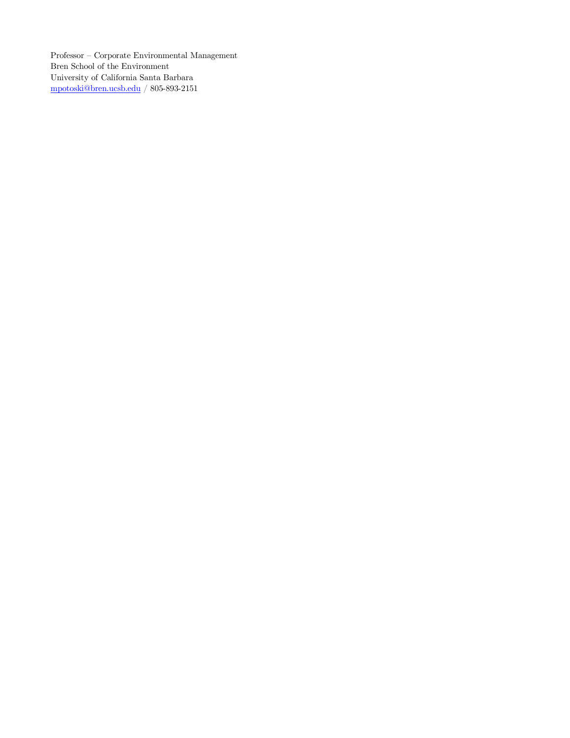Professor – Corporate Environmental Management
Bren School of the Environment
University of California Santa Barbara
mpotoski@bren.ucsb.edu / 805-893-2151